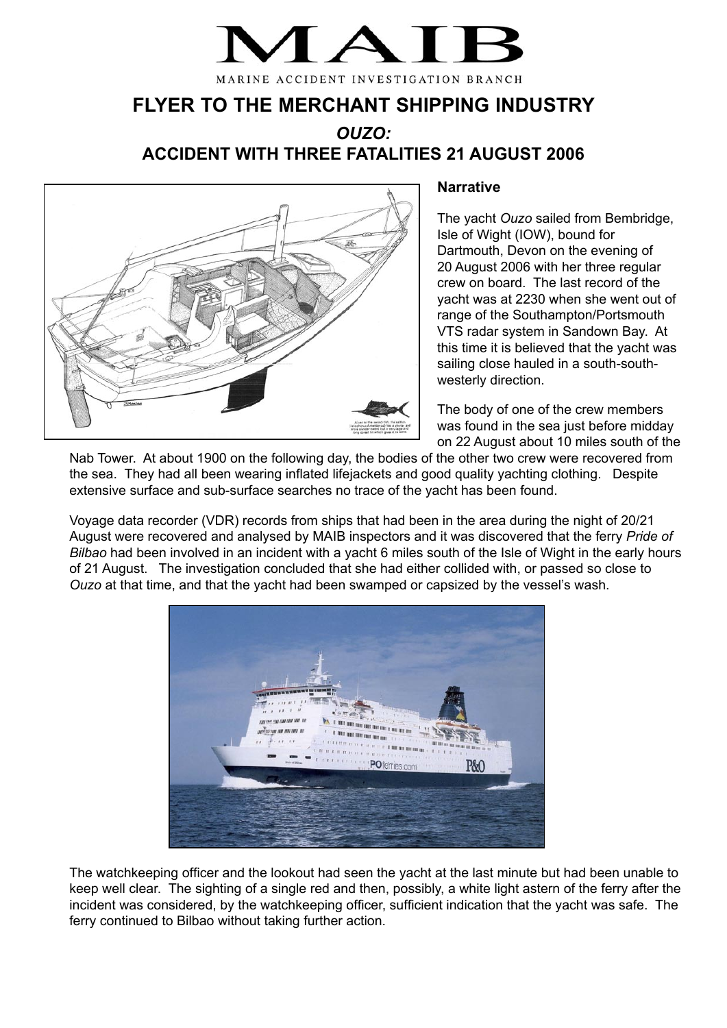# MAIB

MARINE ACCIDENT INVESTIGATION BRANCH

## FLYER TO THE MERCHANT SHIPPING INDUSTRY

## *OUZO:*
## ACCIDENT WITH THREE FATALITIES 21 AUGUST 2006

### Narrative

The yacht *Ouzo* sailed from Bembridge, Isle of Wight (IOW), bound for Dartmouth, Devon on the evening of 20 August 2006 with her three regular crew on board. The last record of the yacht was at 2230 when she went out of range of the Southampton/Portsmouth VTS radar system in Sandown Bay. At this time it is believed that the yacht was sailing close hauled in a south-south-westerly direction.

The body of one of the crew members was found in the sea just before midday on 22 August about 10 miles south of the Nab Tower. At about 1900 on the following day, the bodies of the other two crew were recovered from the sea. They had all been wearing inflated lifejackets and good quality yachting clothing. Despite extensive surface and sub-surface searches no trace of the yacht has been found.

Voyage data recorder (VDR) records from ships that had been in the area during the night of 20/21 August were recovered and analysed by MAIB inspectors and it was discovered that the ferry *Pride of Bilbao* had been involved in an incident with a yacht 6 miles south of the Isle of Wight in the early hours of 21 August. The investigation concluded that she had either collided with, or passed so close to *Ouzo* at that time, and that the yacht had been swamped or capsized by the vessel's wash.

The watchkeeping officer and the lookout had seen the yacht at the last minute but had been unable to keep well clear. The sighting of a single red and then, possibly, a white light astern of the ferry after the incident was considered, by the watchkeeping officer, sufficient indication that the yacht was safe. The ferry continued to Bilbao without taking further action.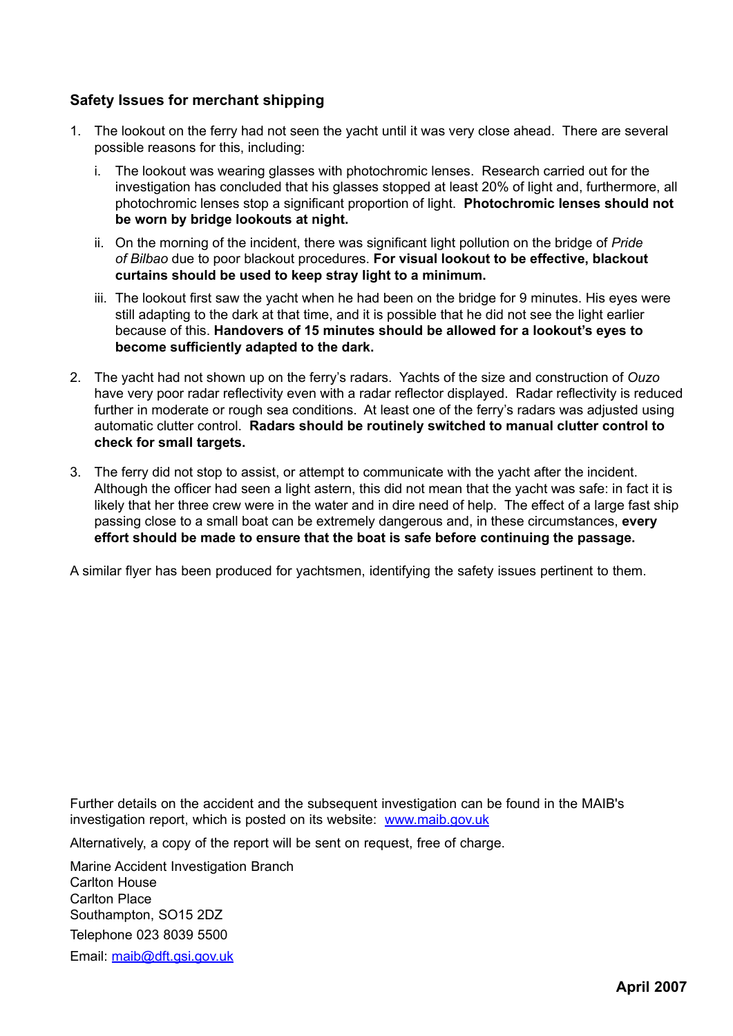## Safety Issues for merchant shipping

1. The lookout on the ferry had not seen the yacht until it was very close ahead. There are several possible reasons for this, including:

   i. The lookout was wearing glasses with photochromic lenses. Research carried out for the investigation has concluded that his glasses stopped at least 20% of light and, furthermore, all photochromic lenses stop a significant proportion of light. **Photochromic lenses should not be worn by bridge lookouts at night.**

   ii. On the morning of the incident, there was significant light pollution on the bridge of *Pride of Bilbao* due to poor blackout procedures. **For visual lookout to be effective, blackout curtains should be used to keep stray light to a minimum.**

   iii. The lookout first saw the yacht when he had been on the bridge for 9 minutes. His eyes were still adapting to the dark at that time, and it is possible that he did not see the light earlier because of this. **Handovers of 15 minutes should be allowed for a lookout's eyes to become sufficiently adapted to the dark.**

2. The yacht had not shown up on the ferry's radars. Yachts of the size and construction of *Ouzo* have very poor radar reflectivity even with a radar reflector displayed. Radar reflectivity is reduced further in moderate or rough sea conditions. At least one of the ferry's radars was adjusted using automatic clutter control. **Radars should be routinely switched to manual clutter control to check for small targets.**

3. The ferry did not stop to assist, or attempt to communicate with the yacht after the incident. Although the officer had seen a light astern, this did not mean that the yacht was safe: in fact it is likely that her three crew were in the water and in dire need of help. The effect of a large fast ship passing close to a small boat can be extremely dangerous and, in these circumstances, **every effort should be made to ensure that the boat is safe before continuing the passage.**

A similar flyer has been produced for yachtsmen, identifying the safety issues pertinent to them.

Further details on the accident and the subsequent investigation can be found in the MAIB's investigation report, which is posted on its website: www.maib.gov.uk

Alternatively, a copy of the report will be sent on request, free of charge.

Marine Accident Investigation Branch
Carlton House
Carlton Place
Southampton, SO15 2DZ

Telephone 023 8039 5500

Email: maib@dft.gsi.gov.uk

**April 2007**